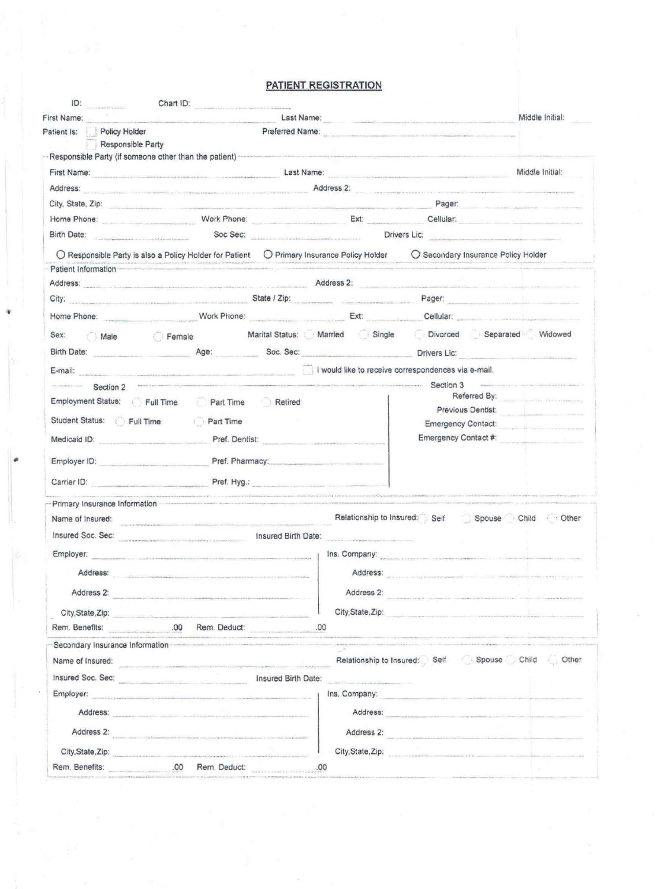# PATIENT REGISTRATION

ID: ______ Chart ID: ______

First Name: ______ Last Name: ______ Middle Initial: ______

Patient Is: ☐ Policy Holder ☐ Responsible Party    Preferred Name: ______

## Responsible Party (if someone other than the patient)

First Name: ______ Last Name: ______ Middle Initial: ______

Address: ______ Address 2: ______

City, State, Zip: ______ Pager: ______

Home Phone: ______ Work Phone: ______ Ext: ______ Cellular: ______

Birth Date: ______ Soc Sec: ______ Drivers Lic: ______

○ Responsible Party is also a Policy Holder for Patient ○ Primary Insurance Policy Holder ○ Secondary Insurance Policy Holder

## Patient Information

Address: ______ Address 2: ______

City: ______ State / Zip: ______ Pager: ______

Home Phone: ______ Work Phone: ______ Ext: ______ Cellular: ______

Sex: ○ Male ○ Female    Marital Status: ○ Married ○ Single ○ Divorced ○ Separated ○ Widowed

Birth Date: ______ Age: ______ Soc. Sec: ______ Drivers Lic: ______

E-mail: ______ ☐ I would like to receive correspondences via e-mail.

### Section 2

Employment Status: ○ Full Time ○ Part Time ○ Retired

Student Status: ○ Full Time ○ Part Time

Medicaid ID: ______ Pref. Dentist: ______

Employer ID: ______ Pref. Pharmacy: ______

Carrier ID: ______ Pref. Hyg.: ______

### Section 3

Referred By: ______

Previous Dentist: ______

Emergency Contact: ______

Emergency Contact #: ______

## Primary Insurance Information

Name of Insured: ______ Relationship to Insured: ○ Self ○ Spouse ○ Child ○ Other

Insured Soc. Sec: ______ Insured Birth Date: ______

Employer: ______

Address: ______

Address 2: ______

City,State,Zip: ______

Ins. Company: ______

Address: ______

Address 2: ______

City,State,Zip: ______

Rem. Benefits: ______ .00 Rem. Deduct: ______ .00

## Secondary Insurance Information

Name of Insured: ______ Relationship to Insured: ○ Self ○ Spouse ○ Child ○ Other

Insured Soc. Sec: ______ Insured Birth Date: ______

Employer: ______

Address: ______

Address 2: ______

City,State,Zip: ______

Ins. Company: ______

Address: ______

Address 2: ______

City,State,Zip: ______

Rem. Benefits: ______ .00 Rem. Deduct: ______ .00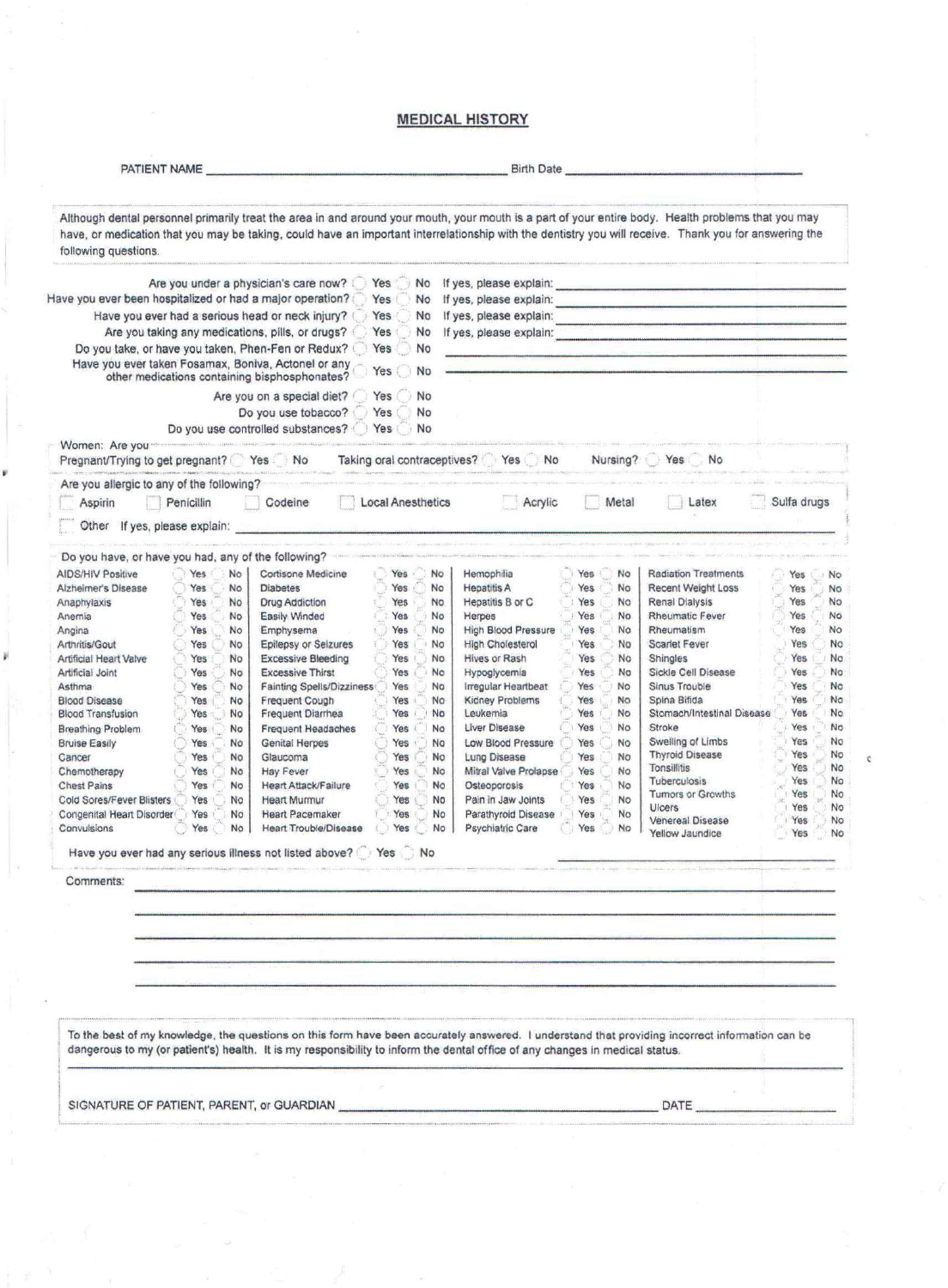## MEDICAL HISTORY

PATIENT NAME ______________________________ Birth Date ______________________________

Although dental personnel primarily treat the area in and around your mouth, your mouth is a part of your entire body. Health problems that you may have, or medication that you may be taking, could have an important interrelationship with the dentistry you will receive. Thank you for answering the following questions.

Are you under a physician's care now? ◯ Yes ◯ No If yes, please explain: ______________________________

Have you ever been hospitalized or had a major operation? ◯ Yes ◯ No If yes, please explain: ______________________________

Have you ever had a serious head or neck injury? ◯ Yes ◯ No If yes, please explain: ______________________________

Are you taking any medications, pills, or drugs? ◯ Yes ◯ No If yes, please explain: ______________________________

Do you take, or have you taken, Phen-Fen or Redux? ◯ Yes ◯ No ______________________________

Have you ever taken Fosamax, Boniva, Actonel or any other medications containing bisphosphonates? ◯ Yes ◯ No ______________________________

Are you on a special diet? ◯ Yes ◯ No

Do you use tobacco? ◯ Yes ◯ No

Do you use controlled substances? ◯ Yes ◯ No

Women: Are you

Pregnant/Trying to get pregnant? ◯ Yes ◯ No Taking oral contraceptives? ◯ Yes ◯ No Nursing? ◯ Yes ◯ No

Are you allergic to any of the following?

☐ Aspirin ☐ Penicillin ☐ Codeine ☐ Local Anesthetics ☐ Acrylic ☐ Metal ☐ Latex ☐ Sulfa drugs

☐ Other If yes, please explain: ______________________________

Do you have, or have you had, any of the following?

| Condition | | | Condition | | | Condition | | | Condition | | |
|---|---|---|---|---|---|---|---|---|---|---|---|
| AIDS/HIV Positive | ◯ Yes | ◯ No | Cortisone Medicine | ◯ Yes | ◯ No | Hemophilia | ◯ Yes | ◯ No | Radiation Treatments | ◯ Yes | ◯ No |
| Alzheimer's Disease | ◯ Yes | ◯ No | Diabetes | ◯ Yes | ◯ No | Hepatitis A | ◯ Yes | ◯ No | Recent Weight Loss | ◯ Yes | ◯ No |
| Anaphylaxis | ◯ Yes | ◯ No | Drug Addiction | ◯ Yes | ◯ No | Hepatitis B or C | ◯ Yes | ◯ No | Renal Dialysis | ◯ Yes | ◯ No |
| Anemia | ◯ Yes | ◯ No | Easily Winded | ◯ Yes | ◯ No | Herpes | ◯ Yes | ◯ No | Rheumatic Fever | ◯ Yes | ◯ No |
| Angina | ◯ Yes | ◯ No | Emphysema | ◯ Yes | ◯ No | High Blood Pressure | ◯ Yes | ◯ No | Rheumatism | ◯ Yes | ◯ No |
| Arthritis/Gout | ◯ Yes | ◯ No | Epilepsy or Seizures | ◯ Yes | ◯ No | High Cholesterol | ◯ Yes | ◯ No | Scarlet Fever | ◯ Yes | ◯ No |
| Artificial Heart Valve | ◯ Yes | ◯ No | Excessive Bleeding | ◯ Yes | ◯ No | Hives or Rash | ◯ Yes | ◯ No | Shingles | ◯ Yes | ◯ No |
| Artificial Joint | ◯ Yes | ◯ No | Excessive Thirst | ◯ Yes | ◯ No | Hypoglycemia | ◯ Yes | ◯ No | Sickle Cell Disease | ◯ Yes | ◯ No |
| Asthma | ◯ Yes | ◯ No | Fainting Spells/Dizziness | ◯ Yes | ◯ No | Irregular Heartbeat | ◯ Yes | ◯ No | Sinus Trouble | ◯ Yes | ◯ No |
| Blood Disease | ◯ Yes | ◯ No | Frequent Cough | ◯ Yes | ◯ No | Kidney Problems | ◯ Yes | ◯ No | Spina Bifida | ◯ Yes | ◯ No |
| Blood Transfusion | ◯ Yes | ◯ No | Frequent Diarrhea | ◯ Yes | ◯ No | Leukemia | ◯ Yes | ◯ No | Stomach/Intestinal Disease | ◯ Yes | ◯ No |
| Breathing Problem | ◯ Yes | ◯ No | Frequent Headaches | ◯ Yes | ◯ No | Liver Disease | ◯ Yes | ◯ No | Stroke | ◯ Yes | ◯ No |
| Bruise Easily | ◯ Yes | ◯ No | Genital Herpes | ◯ Yes | ◯ No | Low Blood Pressure | ◯ Yes | ◯ No | Swelling of Limbs | ◯ Yes | ◯ No |
| Cancer | ◯ Yes | ◯ No | Glaucoma | ◯ Yes | ◯ No | Lung Disease | ◯ Yes | ◯ No | Thyroid Disease | ◯ Yes | ◯ No |
| Chemotherapy | ◯ Yes | ◯ No | Hay Fever | ◯ Yes | ◯ No | Mitral Valve Prolapse | ◯ Yes | ◯ No | Tonsillitis | ◯ Yes | ◯ No |
| Chest Pains | ◯ Yes | ◯ No | Heart Attack/Failure | ◯ Yes | ◯ No | Osteoporosis | ◯ Yes | ◯ No | Tuberculosis | ◯ Yes | ◯ No |
| Cold Sores/Fever Blisters | ◯ Yes | ◯ No | Heart Murmur | ◯ Yes | ◯ No | Pain in Jaw Joints | ◯ Yes | ◯ No | Tumors or Growths | ◯ Yes | ◯ No |
| Congenital Heart Disorder | ◯ Yes | ◯ No | Heart Pacemaker | ◯ Yes | ◯ No | Parathyroid Disease | ◯ Yes | ◯ No | Ulcers | ◯ Yes | ◯ No |
| Convulsions | ◯ Yes | ◯ No | Heart Trouble/Disease | ◯ Yes | ◯ No | Psychiatric Care | ◯ Yes | ◯ No | Venereal Disease | ◯ Yes | ◯ No |
| | | | | | | | | | Yellow Jaundice | ◯ Yes | ◯ No |

Have you ever had any serious illness not listed above? ◯ Yes ◯ No ______________________________

Comments: ______________________________

______________________________

______________________________

______________________________

______________________________

To the best of my knowledge, the questions on this form have been accurately answered. I understand that providing incorrect information can be dangerous to my (or patient's) health. It is my responsibility to inform the dental office of any changes in medical status.

SIGNATURE OF PATIENT, PARENT, or GUARDIAN ______________________________ DATE ______________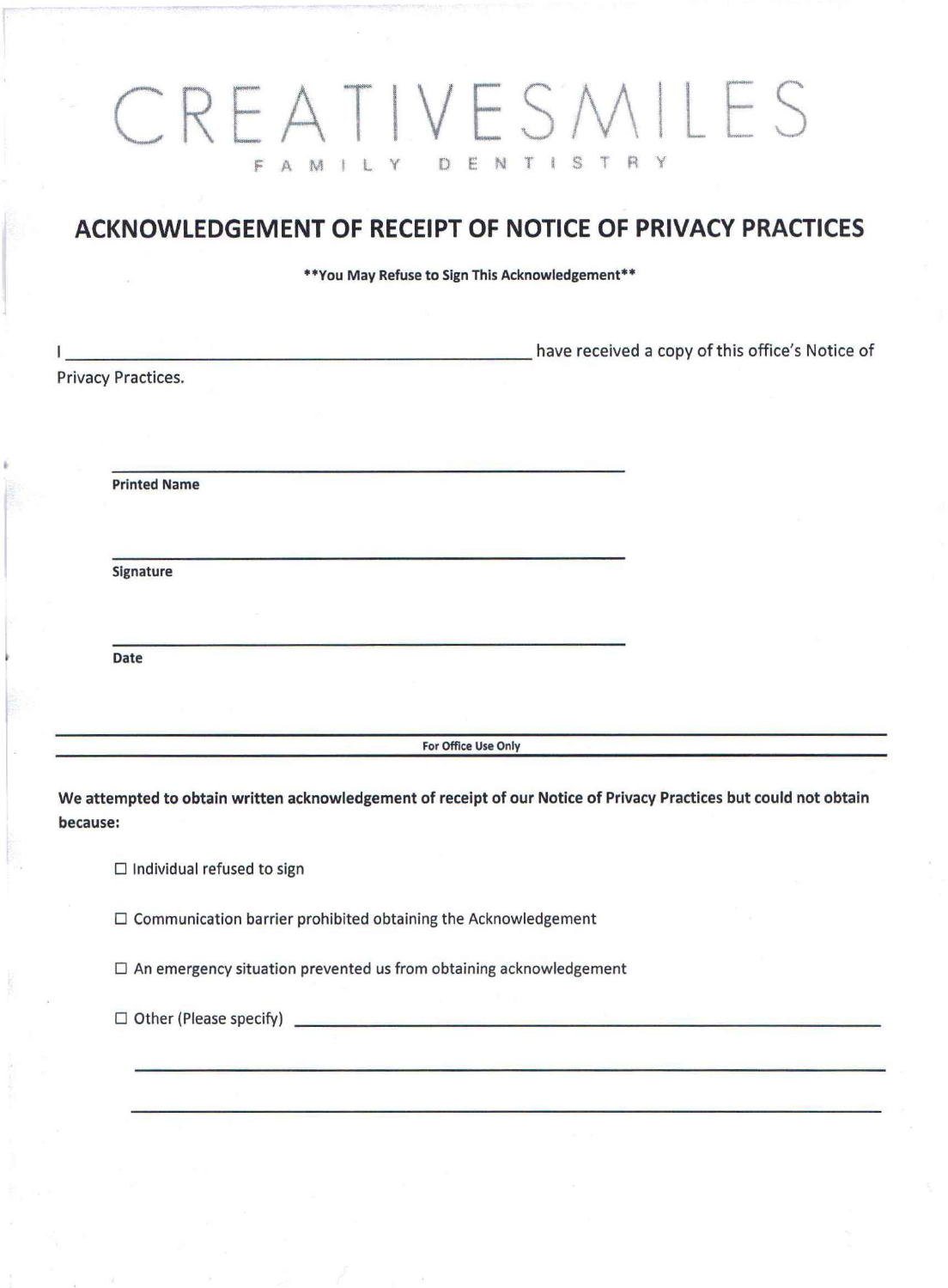# CREATIVESMILES

FAMILY DENTISTRY

## ACKNOWLEDGEMENT OF RECEIPT OF NOTICE OF PRIVACY PRACTICES

**\*\*You May Refuse to Sign This Acknowledgement\*\***

I ______________________________________________ have received a copy of this office's Notice of Privacy Practices.

______________________________________________

**Printed Name**

______________________________________________

**Signature**

______________________________________________

**Date**

---

**For Office Use Only**

---

**We attempted to obtain written acknowledgement of receipt of our Notice of Privacy Practices but could not obtain because:**

☐ Individual refused to sign

☐ Communication barrier prohibited obtaining the Acknowledgement

☐ An emergency situation prevented us from obtaining acknowledgement

☐ Other (Please specify) ______________________________________________

______________________________________________

______________________________________________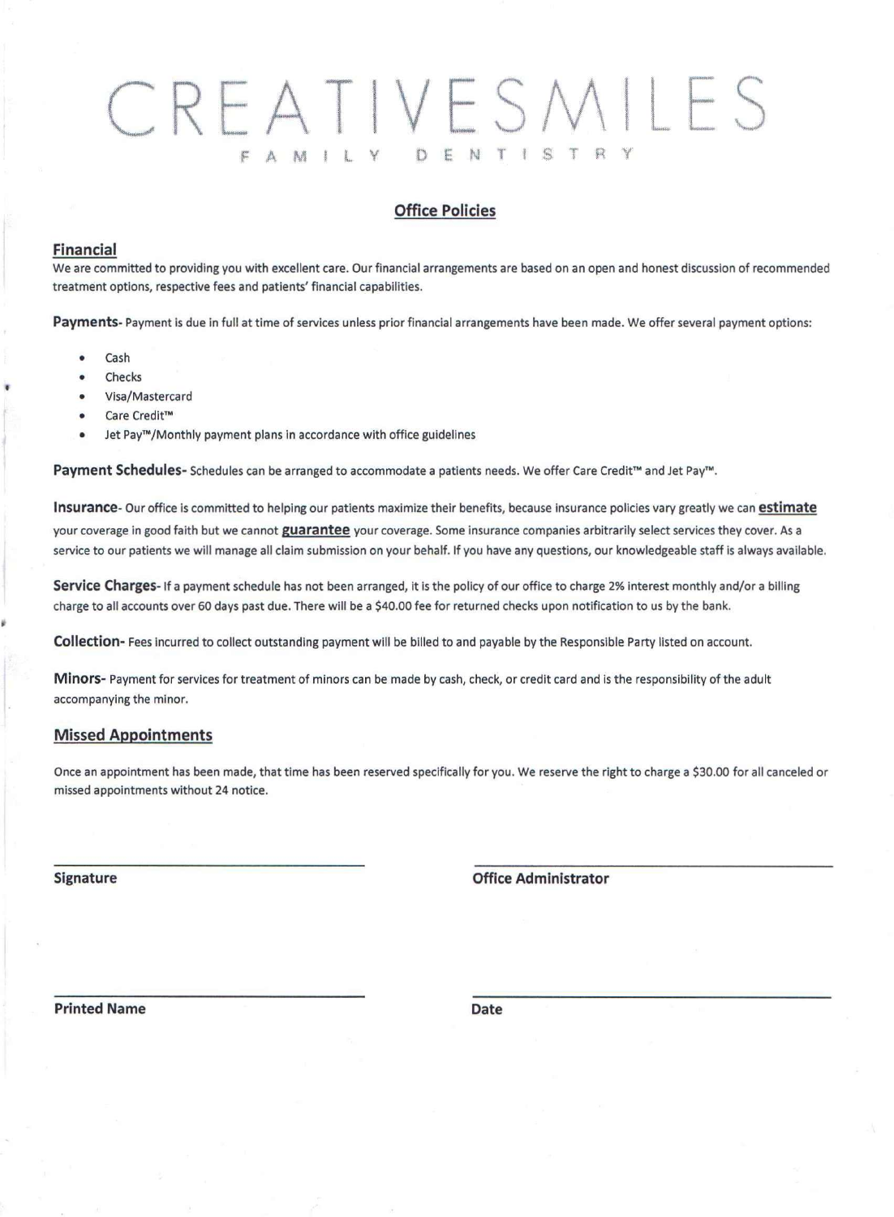# CREATIVESMILES

FAMILY DENTISTRY

## Office Policies

### Financial

We are committed to providing you with excellent care. Our financial arrangements are based on an open and honest discussion of recommended treatment options, respective fees and patients' financial capabilities.

**Payments-** Payment is due in full at time of services unless prior financial arrangements have been made. We offer several payment options:

- Cash
- Checks
- Visa/Mastercard
- Care Credit™
- Jet Pay™/Monthly payment plans in accordance with office guidelines

**Payment Schedules-** Schedules can be arranged to accommodate a patients needs. We offer Care Credit™ and Jet Pay™.

**Insurance-** Our office is committed to helping our patients maximize their benefits, because insurance policies vary greatly we can **estimate** your coverage in good faith but we cannot **guarantee** your coverage. Some insurance companies arbitrarily select services they cover. As a service to our patients we will manage all claim submission on your behalf. If you have any questions, our knowledgeable staff is always available.

**Service Charges-** If a payment schedule has not been arranged, it is the policy of our office to charge 2% interest monthly and/or a billing charge to all accounts over 60 days past due. There will be a $40.00 fee for returned checks upon notification to us by the bank.

**Collection-** Fees incurred to collect outstanding payment will be billed to and payable by the Responsible Party listed on account.

**Minors-** Payment for services for treatment of minors can be made by cash, check, or credit card and is the responsibility of the adult accompanying the minor.

### Missed Appointments

Once an appointment has been made, that time has been reserved specifically for you. We reserve the right to charge a $30.00 for all canceled or missed appointments without 24 notice.

______________________________ ______________________________

**Signature** **Office Administrator**

______________________________ ______________________________

**Printed Name** **Date**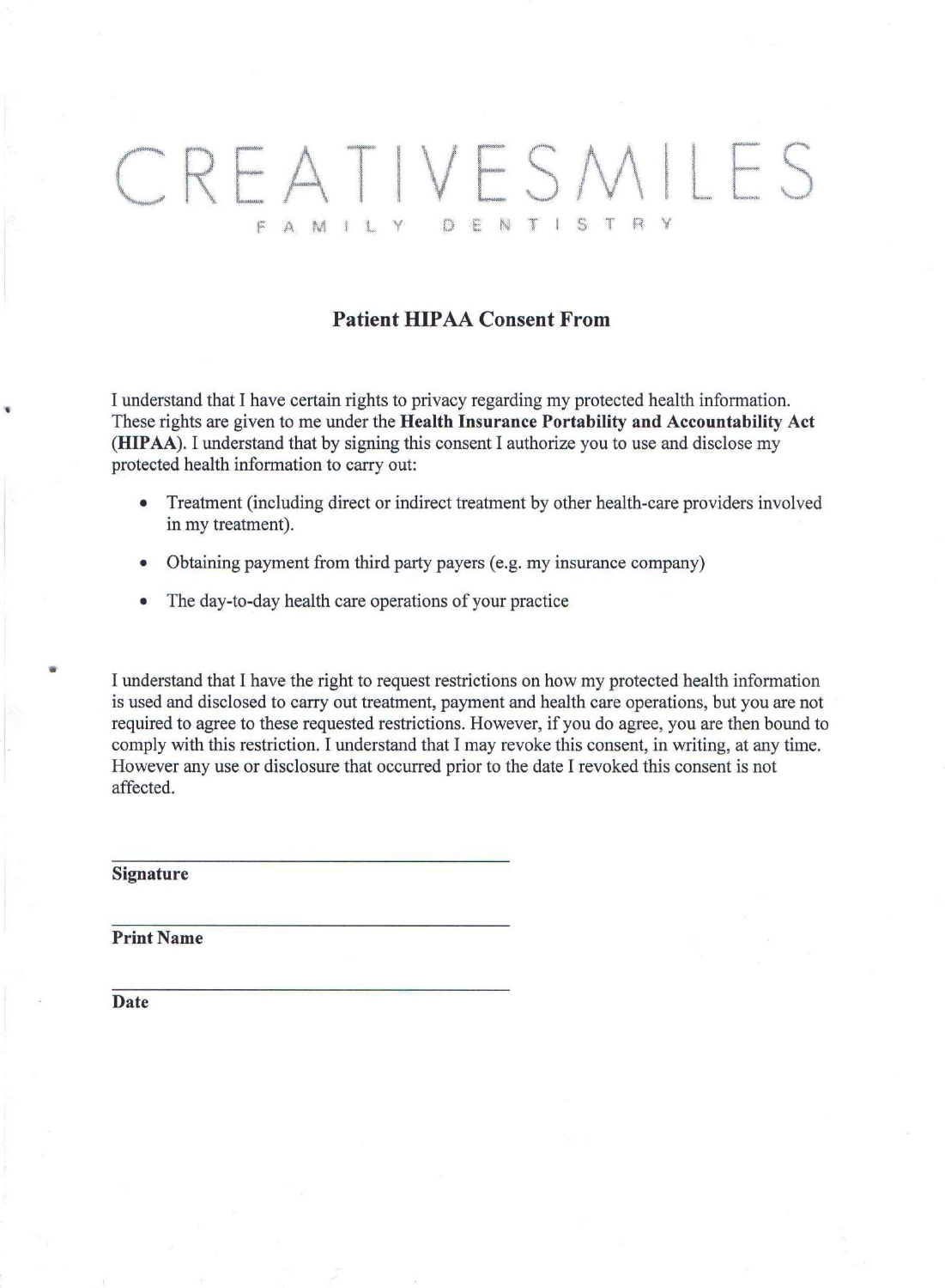# CREATIVESMILES

FAMILY DENTISTRY

## Patient HIPAA Consent From

I understand that I have certain rights to privacy regarding my protected health information. These rights are given to me under the **Health Insurance Portability and Accountability Act (HIPAA)**. I understand that by signing this consent I authorize you to use and disclose my protected health information to carry out:

- Treatment (including direct or indirect treatment by other health-care providers involved in my treatment).
- Obtaining payment from third party payers (e.g. my insurance company)
- The day-to-day health care operations of your practice

I understand that I have the right to request restrictions on how my protected health information is used and disclosed to carry out treatment, payment and health care operations, but you are not required to agree to these requested restrictions. However, if you do agree, you are then bound to comply with this restriction. I understand that I may revoke this consent, in writing, at any time. However any use or disclosure that occurred prior to the date I revoked this consent is not affected.

\_\_\_\_\_\_\_\_\_\_\_\_\_\_\_\_\_\_\_\_\_\_\_\_\_\_\_\_\_\_\_\_\_\_\_\_\_\_\_\_

**Signature**

\_\_\_\_\_\_\_\_\_\_\_\_\_\_\_\_\_\_\_\_\_\_\_\_\_\_\_\_\_\_\_\_\_\_\_\_\_\_\_\_

**Print Name**

\_\_\_\_\_\_\_\_\_\_\_\_\_\_\_\_\_\_\_\_\_\_\_\_\_\_\_\_\_\_\_\_\_\_\_\_\_\_\_\_

**Date**